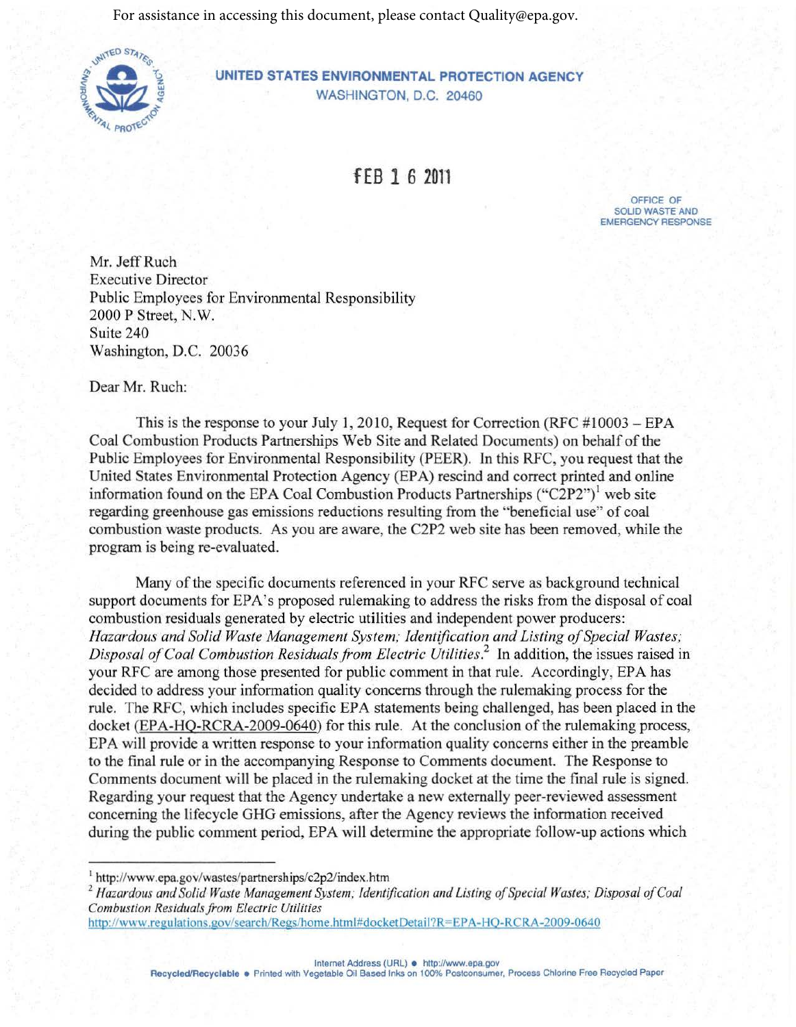For assistance in accessing this document, please contact Quality@epa.gov.

**UNITED STATES ENVIRONMENTAL PROTECTION AGENCY**
WASHINGTON, D.C. 20460

FEB 16 2011

OFFICE OF
SOLID WASTE AND
EMERGENCY RESPONSE

Mr. Jeff Ruch
Executive Director
Public Employees for Environmental Responsibility
2000 P Street, N.W.
Suite 240
Washington, D.C. 20036

Dear Mr. Ruch:

This is the response to your July 1, 2010, Request for Correction (RFC #10003 – EPA Coal Combustion Products Partnerships Web Site and Related Documents) on behalf of the Public Employees for Environmental Responsibility (PEER). In this RFC, you request that the United States Environmental Protection Agency (EPA) rescind and correct printed and online information found on the EPA Coal Combustion Products Partnerships ("C2P2")[1] web site regarding greenhouse gas emissions reductions resulting from the "beneficial use" of coal combustion waste products. As you are aware, the C2P2 web site has been removed, while the program is being re-evaluated.

Many of the specific documents referenced in your RFC serve as background technical support documents for EPA's proposed rulemaking to address the risks from the disposal of coal combustion residuals generated by electric utilities and independent power producers: *Hazardous and Solid Waste Management System; Identification and Listing of Special Wastes; Disposal of Coal Combustion Residuals from Electric Utilities*.[2] In addition, the issues raised in your RFC are among those presented for public comment in that rule. Accordingly, EPA has decided to address your information quality concerns through the rulemaking process for the rule. The RFC, which includes specific EPA statements being challenged, has been placed in the docket (EPA-HQ-RCRA-2009-0640) for this rule. At the conclusion of the rulemaking process, EPA will provide a written response to your information quality concerns either in the preamble to the final rule or in the accompanying Response to Comments document. The Response to Comments document will be placed in the rulemaking docket at the time the final rule is signed. Regarding your request that the Agency undertake a new externally peer-reviewed assessment concerning the lifecycle GHG emissions, after the Agency reviews the information received during the public comment period, EPA will determine the appropriate follow-up actions which

---

[1] http://www.epa.gov/wastes/partnerships/c2p2/index.htm

[2] *Hazardous and Solid Waste Management System; Identification and Listing of Special Wastes; Disposal of Coal Combustion Residuals from Electric Utilities*
http://www.regulations.gov/search/Regs/home.html#docketDetail?R=EPA-HQ-RCRA-2009-0640

Internet Address (URL) • http://www.epa.gov
Recycled/Recyclable • Printed with Vegetable Oil Based Inks on 100% Postconsumer, Process Chlorine Free Recycled Paper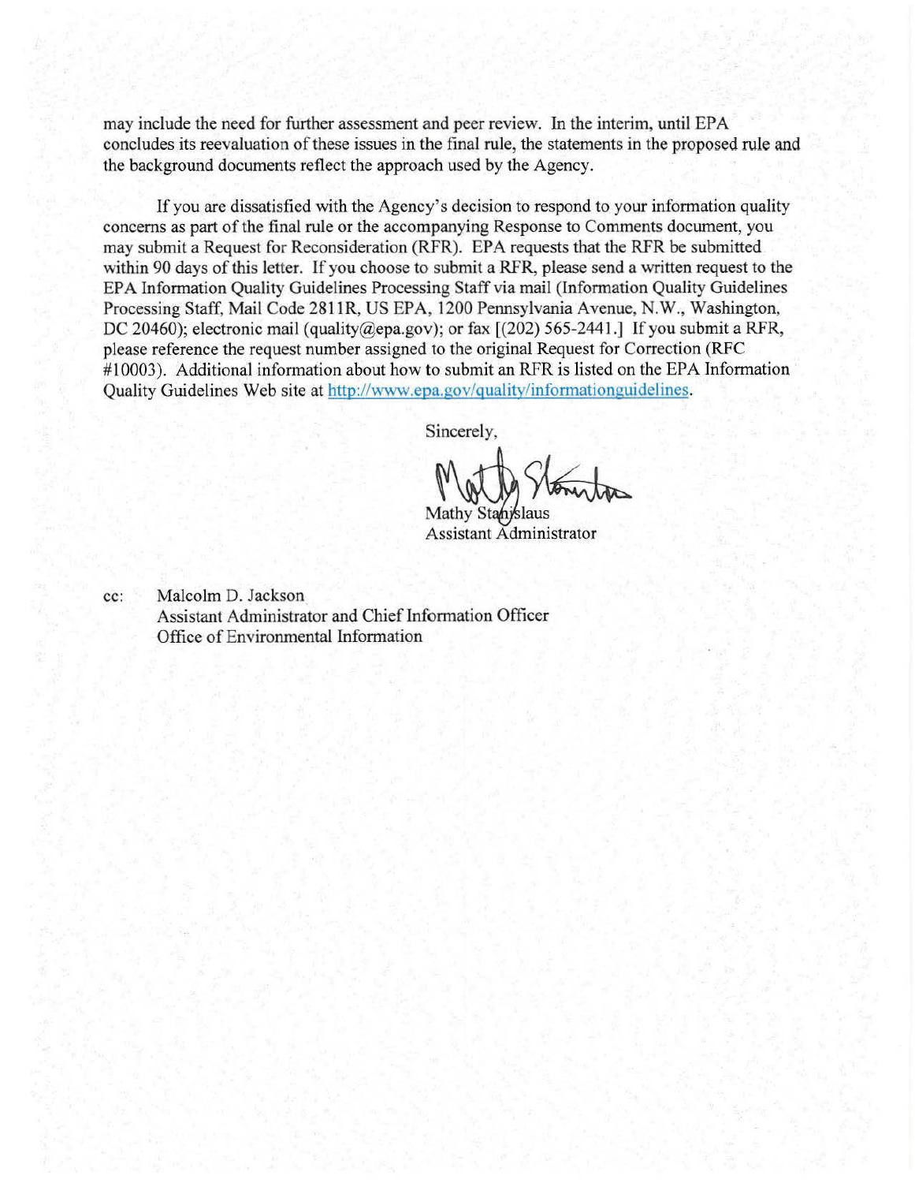may include the need for further assessment and peer review. In the interim, until EPA concludes its reevaluation of these issues in the final rule, the statements in the proposed rule and the background documents reflect the approach used by the Agency.

If you are dissatisfied with the Agency's decision to respond to your information quality concerns as part of the final rule or the accompanying Response to Comments document, you may submit a Request for Reconsideration (RFR). EPA requests that the RFR be submitted within 90 days of this letter. If you choose to submit a RFR, please send a written request to the EPA Information Quality Guidelines Processing Staff via mail (Information Quality Guidelines Processing Staff, Mail Code 2811R, US EPA, 1200 Pennsylvania Avenue, N.W., Washington, DC 20460); electronic mail (quality@epa.gov); or fax [(202) 565-2441.] If you submit a RFR, please reference the request number assigned to the original Request for Correction (RFC #10003). Additional information about how to submit an RFR is listed on the EPA Information Quality Guidelines Web site at http://www.epa.gov/quality/informationguidelines.

Sincerely,

Mathy Stanislaus
Assistant Administrator

cc: Malcolm D. Jackson
Assistant Administrator and Chief Information Officer
Office of Environmental Information